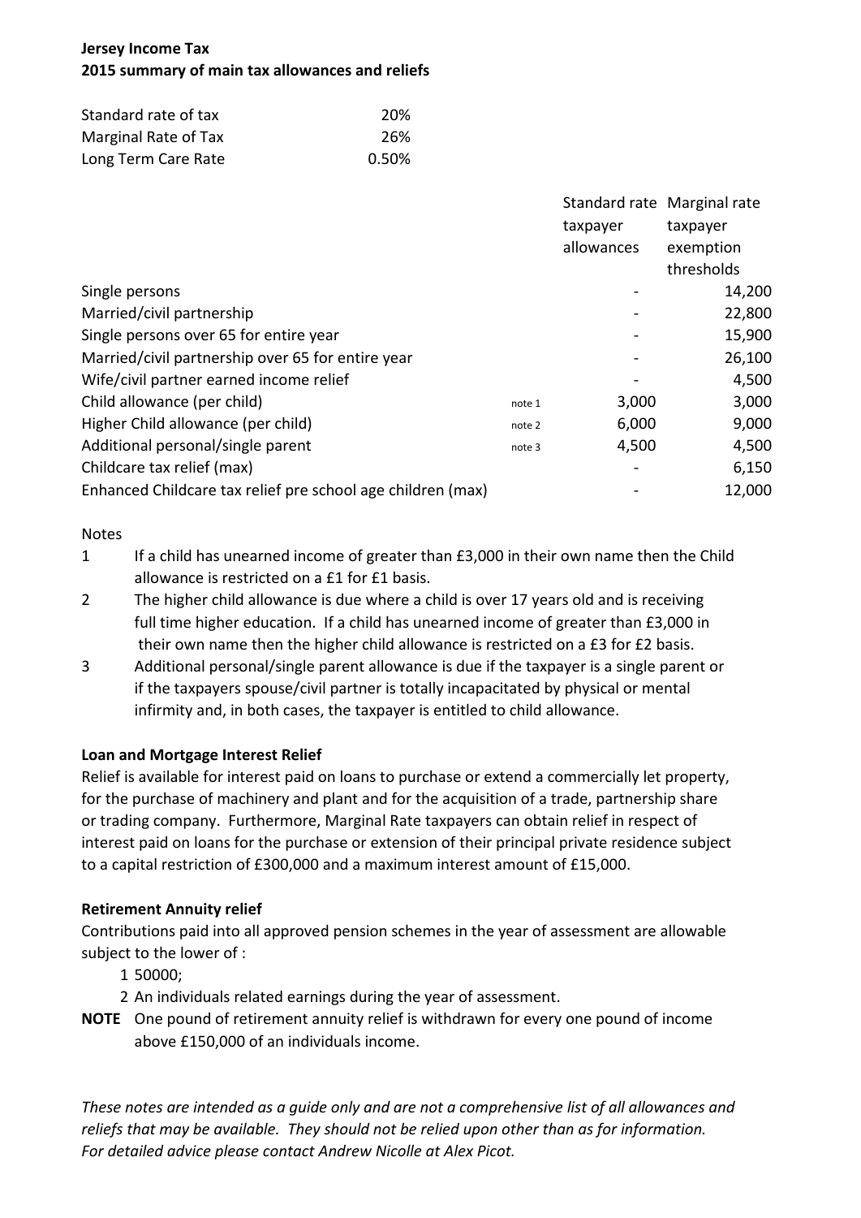**Jersey Income Tax**
**2015 summary of main tax allowances and reliefs**

| | |
|---|---|
| Standard rate of tax | 20% |
| Marginal Rate of Tax | 26% |
| Long Term Care Rate | 0.50% |

| | | Standard rate taxpayer allowances | Marginal rate taxpayer exemption thresholds |
|---|---|---|---|
| Single persons | | - | 14,200 |
| Married/civil partnership | | - | 22,800 |
| Single persons over 65 for entire year | | - | 15,900 |
| Married/civil partnership over 65 for entire year | | - | 26,100 |
| Wife/civil partner earned income relief | | - | 4,500 |
| Child allowance (per child) | note 1 | 3,000 | 3,000 |
| Higher Child allowance (per child) | note 2 | 6,000 | 9,000 |
| Additional personal/single parent | note 3 | 4,500 | 4,500 |
| Childcare tax relief (max) | | - | 6,150 |
| Enhanced Childcare tax relief pre school age children (max) | | - | 12,000 |

Notes

1. If a child has unearned income of greater than £3,000 in their own name then the Child allowance is restricted on a £1 for £1 basis.
2. The higher child allowance is due where a child is over 17 years old and is receiving full time higher education. If a child has unearned income of greater than £3,000 in their own name then the higher child allowance is restricted on a £3 for £2 basis.
3. Additional personal/single parent allowance is due if the taxpayer is a single parent or if the taxpayers spouse/civil partner is totally incapacitated by physical or mental infirmity and, in both cases, the taxpayer is entitled to child allowance.

**Loan and Mortgage Interest Relief**

Relief is available for interest paid on loans to purchase or extend a commercially let property, for the purchase of machinery and plant and for the acquisition of a trade, partnership share or trading company. Furthermore, Marginal Rate taxpayers can obtain relief in respect of interest paid on loans for the purchase or extension of their principal private residence subject to a capital restriction of £300,000 and a maximum interest amount of £15,000.

**Retirement Annuity relief**

Contributions paid into all approved pension schemes in the year of assessment are allowable subject to the lower of :

1. 50000;
2. An individuals related earnings during the year of assessment.

**NOTE** One pound of retirement annuity relief is withdrawn for every one pound of income above £150,000 of an individuals income.

*These notes are intended as a guide only and are not a comprehensive list of all allowances and reliefs that may be available. They should not be relied upon other than as for information. For detailed advice please contact Andrew Nicolle at Alex Picot.*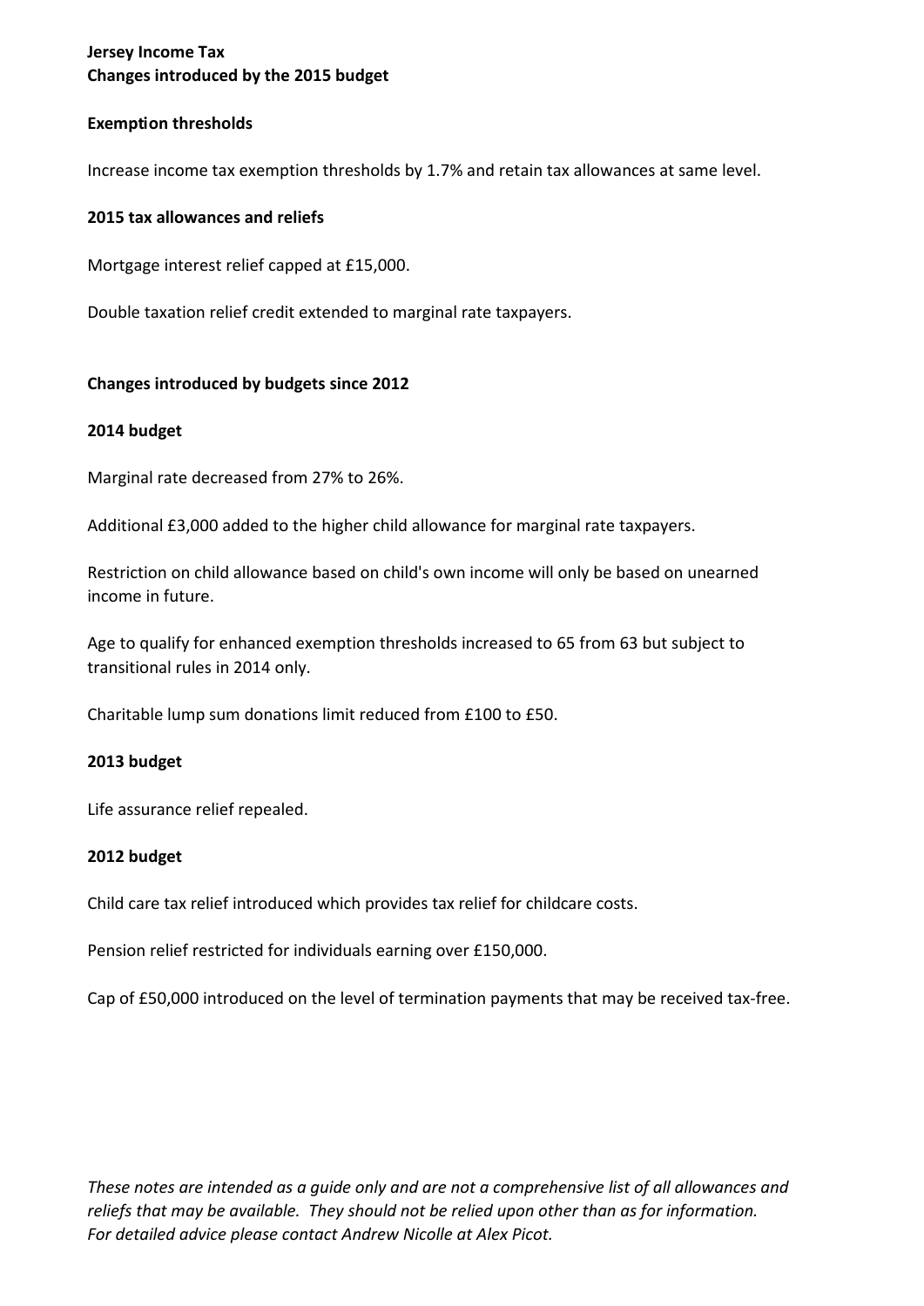**Jersey Income Tax**
**Changes introduced by the 2015 budget**

**Exemption thresholds**

Increase income tax exemption thresholds by 1.7% and retain tax allowances at same level.

**2015 tax allowances and reliefs**

Mortgage interest relief capped at £15,000.

Double taxation relief credit extended to marginal rate taxpayers.

**Changes introduced by budgets since 2012**

**2014 budget**

Marginal rate decreased from 27% to 26%.

Additional £3,000 added to the higher child allowance for marginal rate taxpayers.

Restriction on child allowance based on child's own income will only be based on unearned income in future.

Age to qualify for enhanced exemption thresholds increased to 65 from 63 but subject to transitional rules in 2014 only.

Charitable lump sum donations limit reduced from £100 to £50.

**2013 budget**

Life assurance relief repealed.

**2012 budget**

Child care tax relief introduced which provides tax relief for childcare costs.

Pension relief restricted for individuals earning over £150,000.

Cap of £50,000 introduced on the level of termination payments that may be received tax-free.

*These notes are intended as a guide only and are not a comprehensive list of all allowances and reliefs that may be available. They should not be relied upon other than as for information. For detailed advice please contact Andrew Nicolle at Alex Picot.*